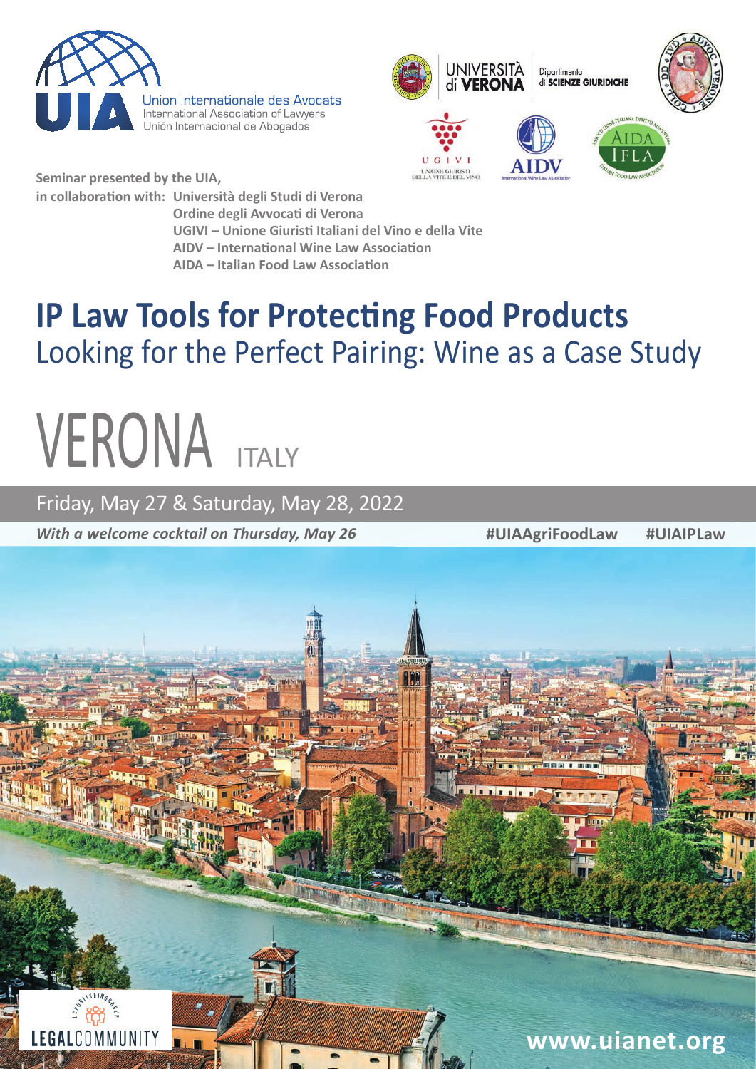Union Internationale des Avocats
International Association of Lawyers
Unión Internacional de Abogados

UNIVERSITÀ di VERONA
Dipartimento di SCIENZE GIURIDICHE

**Seminar presented by the UIA,**
**in collaboration with:** **Università degli Studi di Verona**
**Ordine degli Avvocati di Verona**
**UGIVI – Unione Giuristi Italiani del Vino e della Vite**
**AIDV – International Wine Law Association**
**AIDA – Italian Food Law Association**

# IP Law Tools for Protecting Food Products

## Looking for the Perfect Pairing: Wine as a Case Study

# VERONA ITALY

Friday, May 27 & Saturday, May 28, 2022

***With a welcome cocktail on Thursday, May 26***

**#UIAAgriFoodLaw** **#UIAIPLaw**

LEGALCOMMUNITY

**www.uianet.org**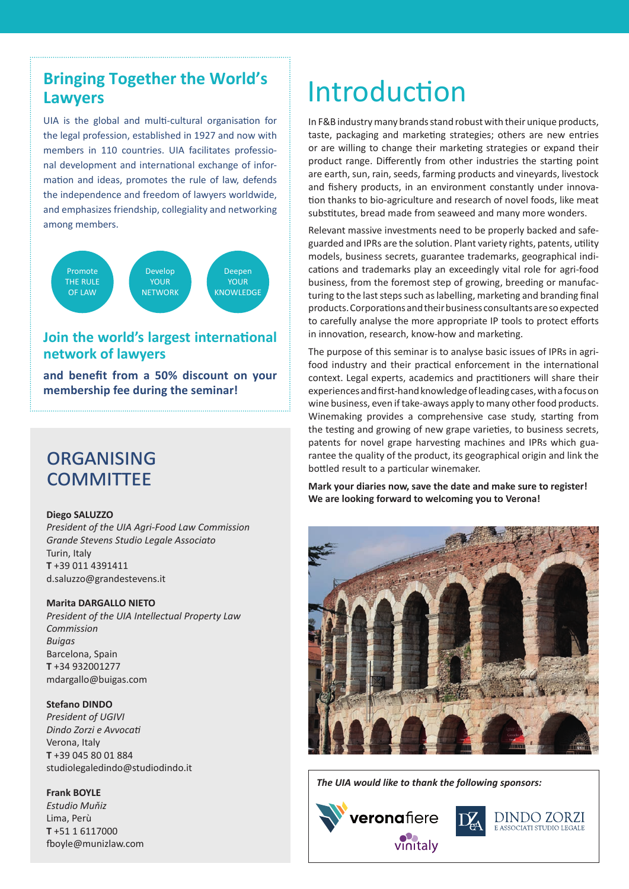## Bringing Together the World's Lawyers

UIA is the global and multi-cultural organisation for the legal profession, established in 1927 and now with members in 110 countries. UIA facilitates professional development and international exchange of information and ideas, promotes the rule of law, defends the independence and freedom of lawyers worldwide, and emphasizes friendship, collegiality and networking among members.

Promote THE RULE OF LAW

Develop YOUR NETWORK

Deepen YOUR KNOWLEDGE

### Join the world's largest international network of lawyers

**and benefit from a 50% discount on your membership fee during the seminar!**

## ORGANISING COMMITTEE

**Diego SALUZZO**
*President of the UIA Agri-Food Law Commission*
*Grande Stevens Studio Legale Associato*
Turin, Italy
**T** +39 011 4391411
d.saluzzo@grandestevens.it

**Marita DARGALLO NIETO**
*President of the UIA Intellectual Property Law Commission*
*Buigas*
Barcelona, Spain
**T** +34 932001277
mdargallo@buigas.com

**Stefano DINDO**
*President of UGIVI*
*Dindo Zorzi e Avvocati*
Verona, Italy
**T** +39 045 80 01 884
studiolegaledindo@studiodindo.it

**Frank BOYLE**
*Estudio Muňiz*
Lima, Perù
**T** +51 1 6117000
fboyle@munizlaw.com

# Introduction

In F&B industry many brands stand robust with their unique products, taste, packaging and marketing strategies; others are new entries or are willing to change their marketing strategies or expand their product range. Differently from other industries the starting point are earth, sun, rain, seeds, farming products and vineyards, livestock and fishery products, in an environment constantly under innovation thanks to bio-agriculture and research of novel foods, like meat substitutes, bread made from seaweed and many more wonders.

Relevant massive investments need to be properly backed and safeguarded and IPRs are the solution. Plant variety rights, patents, utility models, business secrets, guarantee trademarks, geographical indications and trademarks play an exceedingly vital role for agri-food business, from the foremost step of growing, breeding or manufacturing to the last steps such as labelling, marketing and branding final products. Corporations and their business consultants are so expected to carefully analyse the more appropriate IP tools to protect efforts in innovation, research, know-how and marketing.

The purpose of this seminar is to analyse basic issues of IPRs in agrifood industry and their practical enforcement in the international context. Legal experts, academics and practitioners will share their experiences and first-hand knowledge of leading cases, with a focus on wine business, even if take-aways apply to many other food products. Winemaking provides a comprehensive case study, starting from the testing and growing of new grape varieties, to business secrets, patents for novel grape harvesting machines and IPRs which guarantee the quality of the product, its geographical origin and link the bottled result to a particular winemaker.

**Mark your diaries now, save the date and make sure to register! We are looking forward to welcoming you to Verona!**

***The UIA would like to thank the following sponsors:***

veronafiere, vinitaly, DINDO ZORZI E ASSOCIATI STUDIO LEGALE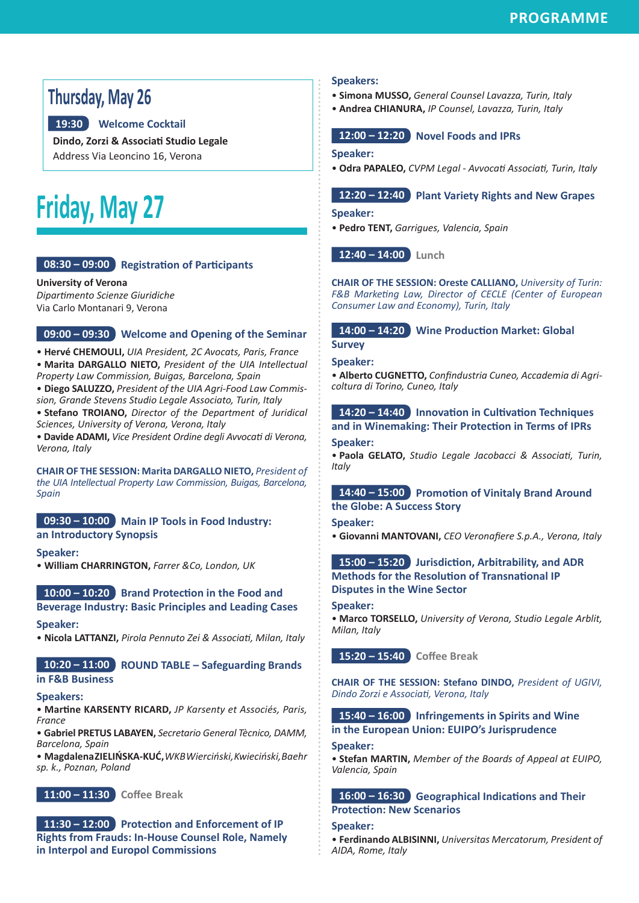## Thursday, May 26

**19:30** **Welcome Cocktail**

**Dindo, Zorzi & Associati Studio Legale**
Address Via Leoncino 16, Verona

# Friday, May 27

**08:30 – 09:00** **Registration of Participants**

**University of Verona**
*Dipartimento Scienze Giuridiche*
Via Carlo Montanari 9, Verona

**09:00 – 09:30** **Welcome and Opening of the Seminar**

- **Hervé CHEMOULI,** *UIA President, 2C Avocats, Paris, France*
- **Marita DARGALLO NIETO,** *President of the UIA Intellectual Property Law Commission, Buigas, Barcelona, Spain*
- **Diego SALUZZO,** *President of the UIA Agri-Food Law Commission, Grande Stevens Studio Legale Associato, Turin, Italy*
- **Stefano TROIANO,** *Director of the Department of Juridical Sciences, University of Verona, Verona, Italy*
- **Davide ADAMI,** *Vice President Ordine degli Avvocati di Verona, Verona, Italy*

**CHAIR OF THE SESSION: Marita DARGALLO NIETO,** *President of the UIA Intellectual Property Law Commission, Buigas, Barcelona, Spain*

**09:30 – 10:00** **Main IP Tools in Food Industry: an Introductory Synopsis**

**Speaker:**
- **William CHARRINGTON,** *Farrer &Co, London, UK*

**10:00 – 10:20** **Brand Protection in the Food and Beverage Industry: Basic Principles and Leading Cases**

**Speaker:**
- **Nicola LATTANZI,** *Pirola Pennuto Zei & Associati, Milan, Italy*

**10:20 – 11:00** **ROUND TABLE – Safeguarding Brands in F&B Business**

**Speakers:**
- **Martine KARSENTY RICARD,** *JP Karsenty et Associés, Paris, France*
- **Gabriel PRETUS LABAYEN,** *Secretario General Tècnico, DAMM, Barcelona, Spain*
- **Magdalena ZIELIŃSKA-KUĆ,** *WKB Wierciński, Kwieciński, Baehr sp. k., Poznan, Poland*

**11:00 – 11:30** Coffee Break

**11:30 – 12:00** **Protection and Enforcement of IP Rights from Frauds: In-House Counsel Role, Namely in Interpol and Europol Commissions**

**Speakers:**
- **Simona MUSSO,** *General Counsel Lavazza, Turin, Italy*
- **Andrea CHIANURA,** *IP Counsel, Lavazza, Turin, Italy*

**12:00 – 12:20** **Novel Foods and IPRs**

**Speaker:**
- **Odra PAPALEO,** *CVPM Legal - Avvocati Associati, Turin, Italy*

**12:20 – 12:40** **Plant Variety Rights and New Grapes**

**Speaker:**
- **Pedro TENT,** *Garrigues, Valencia, Spain*

**12:40 – 14:00** Lunch

**CHAIR OF THE SESSION: Oreste CALLIANO,** *University of Turin: F&B Marketing Law, Director of CECLE (Center of European Consumer Law and Economy), Turin, Italy*

**14:00 – 14:20** **Wine Production Market: Global Survey**

**Speaker:**
- **Alberto CUGNETTO,** *Confindustria Cuneo, Accademia di Agricoltura di Torino, Cuneo, Italy*

**14:20 – 14:40** **Innovation in Cultivation Techniques and in Winemaking: Their Protection in Terms of IPRs**

**Speaker:**
- **Paola GELATO,** *Studio Legale Jacobacci & Associati, Turin, Italy*

**14:40 – 15:00** **Promotion of Vinitaly Brand Around the Globe: A Success Story**

**Speaker:**
- **Giovanni MANTOVANI,** *CEO Veronafiere S.p.A., Verona, Italy*

**15:00 – 15:20** **Jurisdiction, Arbitrability, and ADR Methods for the Resolution of Transnational IP Disputes in the Wine Sector**

**Speaker:**
- **Marco TORSELLO,** *University of Verona, Studio Legale Arblit, Milan, Italy*

**15:20 – 15:40** Coffee Break

**CHAIR OF THE SESSION: Stefano DINDO,** *President of UGIVI, Dindo Zorzi e Associati, Verona, Italy*

**15:40 – 16:00** **Infringements in Spirits and Wine in the European Union: EUIPO's Jurisprudence**

**Speaker:**
- **Stefan MARTIN,** *Member of the Boards of Appeal at EUIPO, Valencia, Spain*

**16:00 – 16:30** **Geographical Indications and Their Protection: New Scenarios**

**Speaker:**
- **Ferdinando ALBISINNI,** *Universitas Mercatorum, President of AIDA, Rome, Italy*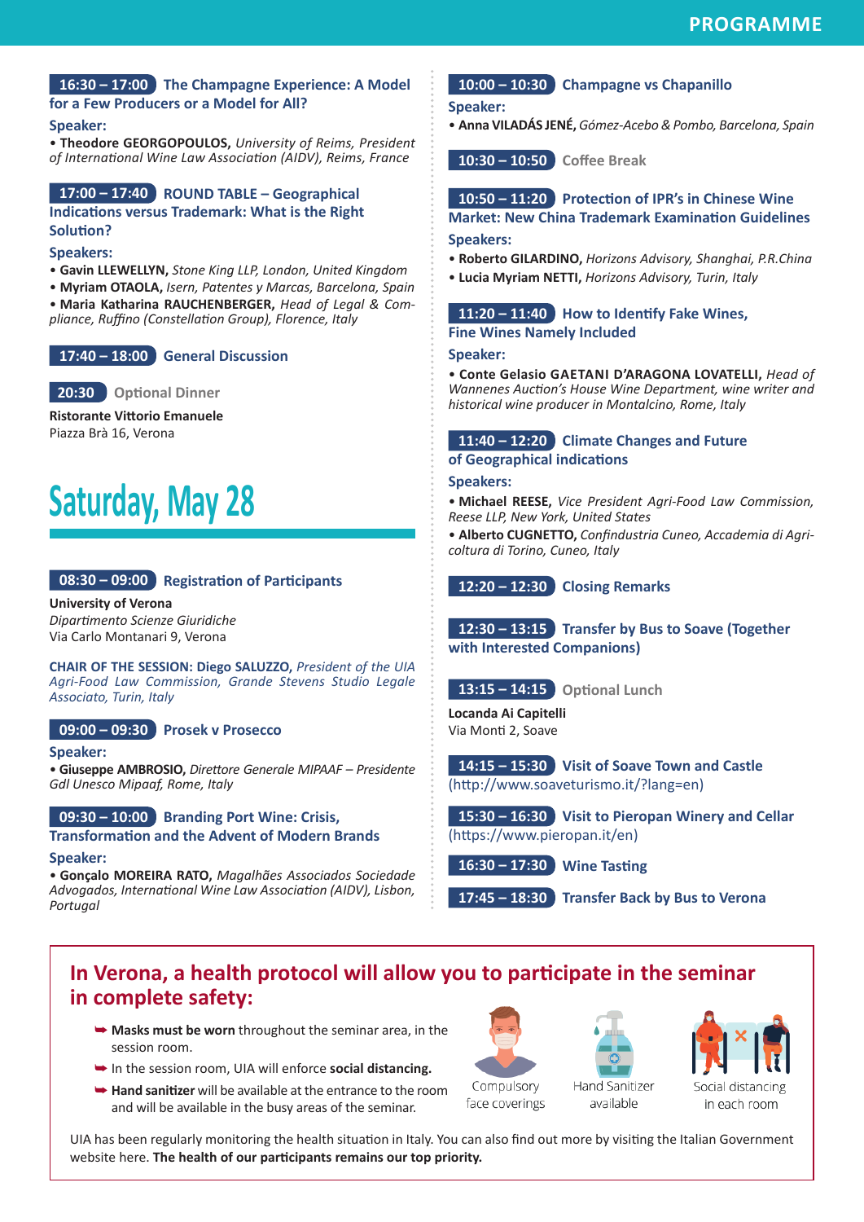**16:30 – 17:00** **The Champagne Experience: A Model for a Few Producers or a Model for All?**

**Speaker:**

- **Theodore GEORGOPOULOS,** *University of Reims, President of International Wine Law Association (AIDV), Reims, France*

**17:00 – 17:40** **ROUND TABLE – Geographical Indications versus Trademark: What is the Right Solution?**

**Speakers:**

- **Gavin LLEWELLYN,** *Stone King LLP, London, United Kingdom*
- **Myriam OTAOLA,** *Isern, Patentes y Marcas, Barcelona, Spain*
- **Maria Katharina RAUCHENBERGER,** *Head of Legal & Compliance, Ruffino (Constellation Group), Florence, Italy*

**17:40 – 18:00** **General Discussion**

**20:30** Optional Dinner

**Ristorante Vittorio Emanuele**
Piazza Brà 16, Verona

# Saturday, May 28

**08:30 – 09:00** **Registration of Participants**

**University of Verona**
*Dipartimento Scienze Giuridiche*
Via Carlo Montanari 9, Verona

**CHAIR OF THE SESSION: Diego SALUZZO,** *President of the UIA Agri-Food Law Commission, Grande Stevens Studio Legale Associato, Turin, Italy*

**09:00 – 09:30** **Prosek v Prosecco**

**Speaker:**

- **Giuseppe AMBROSIO,** *Direttore Generale MIPAAF – Presidente Gdl Unesco Mipaaf, Rome, Italy*

**09:30 – 10:00** **Branding Port Wine: Crisis, Transformation and the Advent of Modern Brands**

**Speaker:**

- **Gonçalo MOREIRA RATO,** *Magalhães Associados Sociedade Advogados, International Wine Law Association (AIDV), Lisbon, Portugal*

**10:00 – 10:30** **Champagne vs Chapanillo**

**Speaker:**

- **Anna VILADÁS JENÉ,** *Gómez-Acebo & Pombo, Barcelona, Spain*

**10:30 – 10:50** Coffee Break

**10:50 – 11:20** **Protection of IPR's in Chinese Wine Market: New China Trademark Examination Guidelines**

**Speakers:**

- **Roberto GILARDINO,** *Horizons Advisory, Shanghai, P.R.China*
- **Lucia Myriam NETTI,** *Horizons Advisory, Turin, Italy*

**11:20 – 11:40** **How to Identify Fake Wines, Fine Wines Namely Included**

**Speaker:**

- **Conte Gelasio GAETANI D'ARAGONA LOVATELLI,** *Head of Wannenes Auction's House Wine Department, wine writer and historical wine producer in Montalcino, Rome, Italy*

**11:40 – 12:20** **Climate Changes and Future of Geographical indications**

**Speakers:**

- **Michael REESE,** *Vice President Agri-Food Law Commission, Reese LLP, New York, United States*
- **Alberto CUGNETTO,** *Confindustria Cuneo, Accademia di Agricoltura di Torino, Cuneo, Italy*

**12:20 – 12:30** **Closing Remarks**

**12:30 – 13:15** **Transfer by Bus to Soave (Together with Interested Companions)**

**13:15 – 14:15** Optional Lunch

**Locanda Ai Capitelli**
Via Monti 2, Soave

**14:15 – 15:30** **Visit of Soave Town and Castle**
(http://www.soaveturismo.it/?lang=en)

**15:30 – 16:30** **Visit to Pieropan Winery and Cellar**
(https://www.pieropan.it/en)

**16:30 – 17:30** **Wine Tasting**

**17:45 – 18:30** **Transfer Back by Bus to Verona**

## In Verona, a health protocol will allow you to participate in the seminar in complete safety:

- **Masks must be worn** throughout the seminar area, in the session room.
- In the session room, UIA will enforce **social distancing.**
- **Hand sanitizer** will be available at the entrance to the room and will be available in the busy areas of the seminar.

Compulsory face coverings

Hand Sanitizer available

Social distancing in each room

UIA has been regularly monitoring the health situation in Italy. You can also find out more by visiting the Italian Government website here. **The health of our participants remains our top priority.**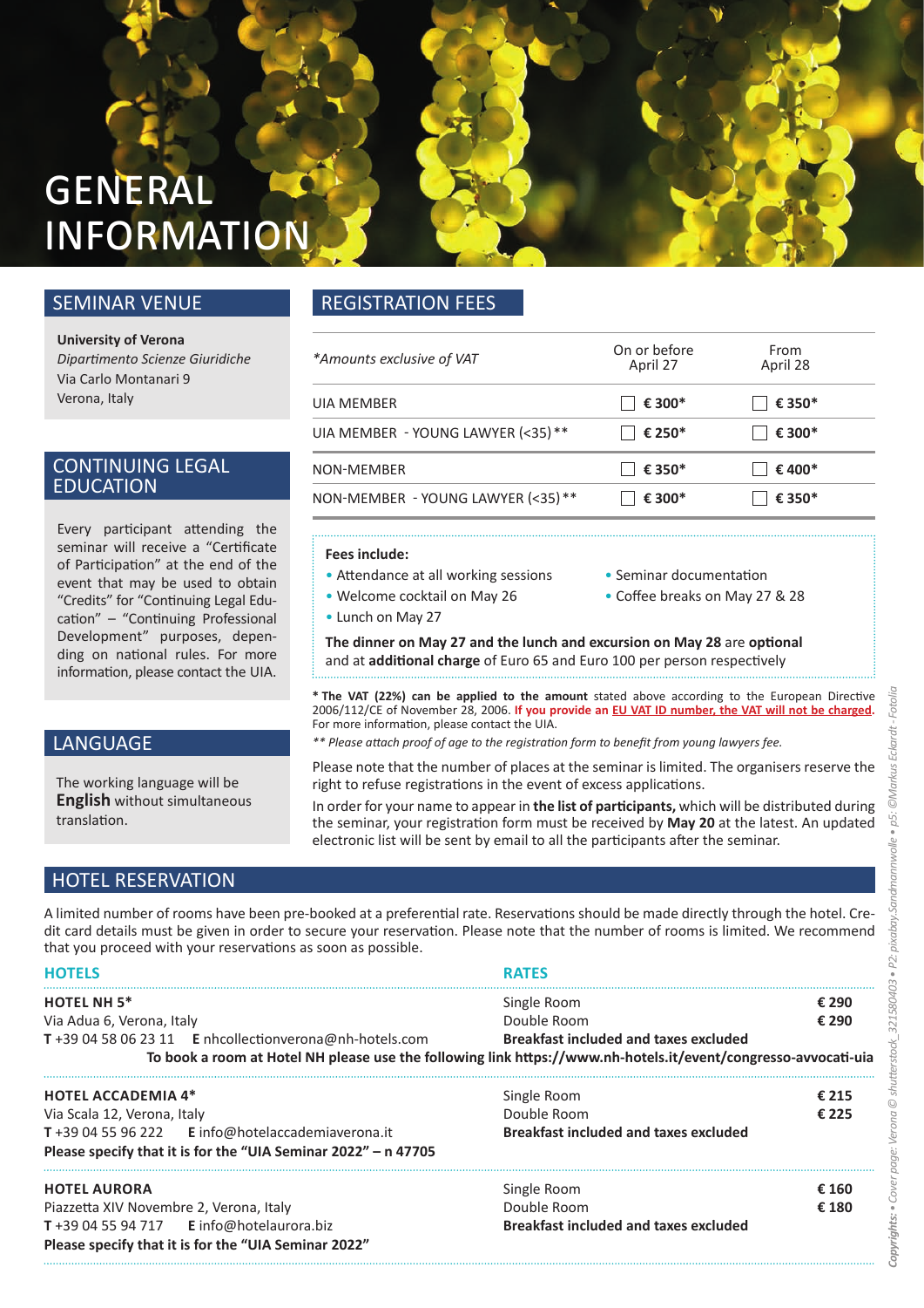# GENERAL INFORMATION

## SEMINAR VENUE

**University of Verona**
*Dipartimento Scienze Giuridiche*
Via Carlo Montanari 9
Verona, Italy

## CONTINUING LEGAL EDUCATION

Every participant attending the seminar will receive a "Certificate of Participation" at the end of the event that may be used to obtain "Credits" for "Continuing Legal Education" – "Continuing Professional Development" purposes, depending on national rules. For more information, please contact the UIA.

## LANGUAGE

The working language will be **English** without simultaneous translation.

## REGISTRATION FEES

| *\*Amounts exclusive of VAT* | On or before April 27 | From April 28 |
|---|---|---|
| UIA MEMBER | ☐ **€ 300*** | ☐ **€ 350*** |
| UIA MEMBER - YOUNG LAWYER (<35) ** | ☐ **€ 250*** | ☐ **€ 300*** |
| NON-MEMBER | ☐ **€ 350*** | ☐ **€ 400*** |
| NON-MEMBER - YOUNG LAWYER (<35) ** | ☐ **€ 300*** | ☐ **€ 350*** |

**Fees include:**

- Attendance at all working sessions
- Welcome cocktail on May 26
- Lunch on May 27
- Seminar documentation
- Coffee breaks on May 27 & 28

**The dinner on May 27 and the lunch and excursion on May 28** are **optional** and at **additional charge** of Euro 65 and Euro 100 per person respectively

**\* The VAT (22%) can be applied to the amount** stated above according to the European Directive 2006/112/CE of November 28, 2006. **If you provide an EU VAT ID number, the VAT will not be charged.** For more information, please contact the UIA.

*\*\* Please attach proof of age to the registration form to benefit from young lawyers fee.*

Please note that the number of places at the seminar is limited. The organisers reserve the right to refuse registrations in the event of excess applications.

In order for your name to appear in **the list of participants,** which will be distributed during the seminar, your registration form must be received by **May 20** at the latest. An updated electronic list will be sent by email to all the participants after the seminar.

## HOTEL RESERVATION

A limited number of rooms have been pre-booked at a preferential rate. Reservations should be made directly through the hotel. Credit card details must be given in order to secure your reservation. Please note that the number of rooms is limited. We recommend that you proceed with your reservations as soon as possible.

| HOTELS | RATES | |
|---|---|---|
| **HOTEL NH 5\***<br>Via Adua 6, Verona, Italy<br>**T** +39 04 58 06 23 11 **E** nhcollectionverona@nh-hotels.com | Single Room<br>Double Room<br>**Breakfast included and taxes excluded** | **€ 290**<br>**€ 290** |
| **HOTEL ACCADEMIA 4\***<br>Via Scala 12, Verona, Italy<br>**T** +39 04 55 96 222 **E** info@hotelaccademiaverona.it<br>**Please specify that it is for the "UIA Seminar 2022" – n 47705** | Single Room<br>Double Room<br>**Breakfast included and taxes excluded** | **€ 215**<br>**€ 225** |
| **HOTEL AURORA**<br>Piazzetta XIV Novembre 2, Verona, Italy<br>**T** +39 04 55 94 717 **E** info@hotelaurora.biz<br>**Please specify that it is for the "UIA Seminar 2022"** | Single Room<br>Double Room<br>**Breakfast included and taxes excluded** | **€ 160**<br>**€ 180** |

**To book a room at Hotel NH please use the following link https://www.nh-hotels.it/event/congresso-avvocati-uia**

*Copyrights: • Cover page: Verona © shutterstock_321580403 • P2: pixabay.Sandmannwolle • p5: ©Markus Eckardt - Fotolia*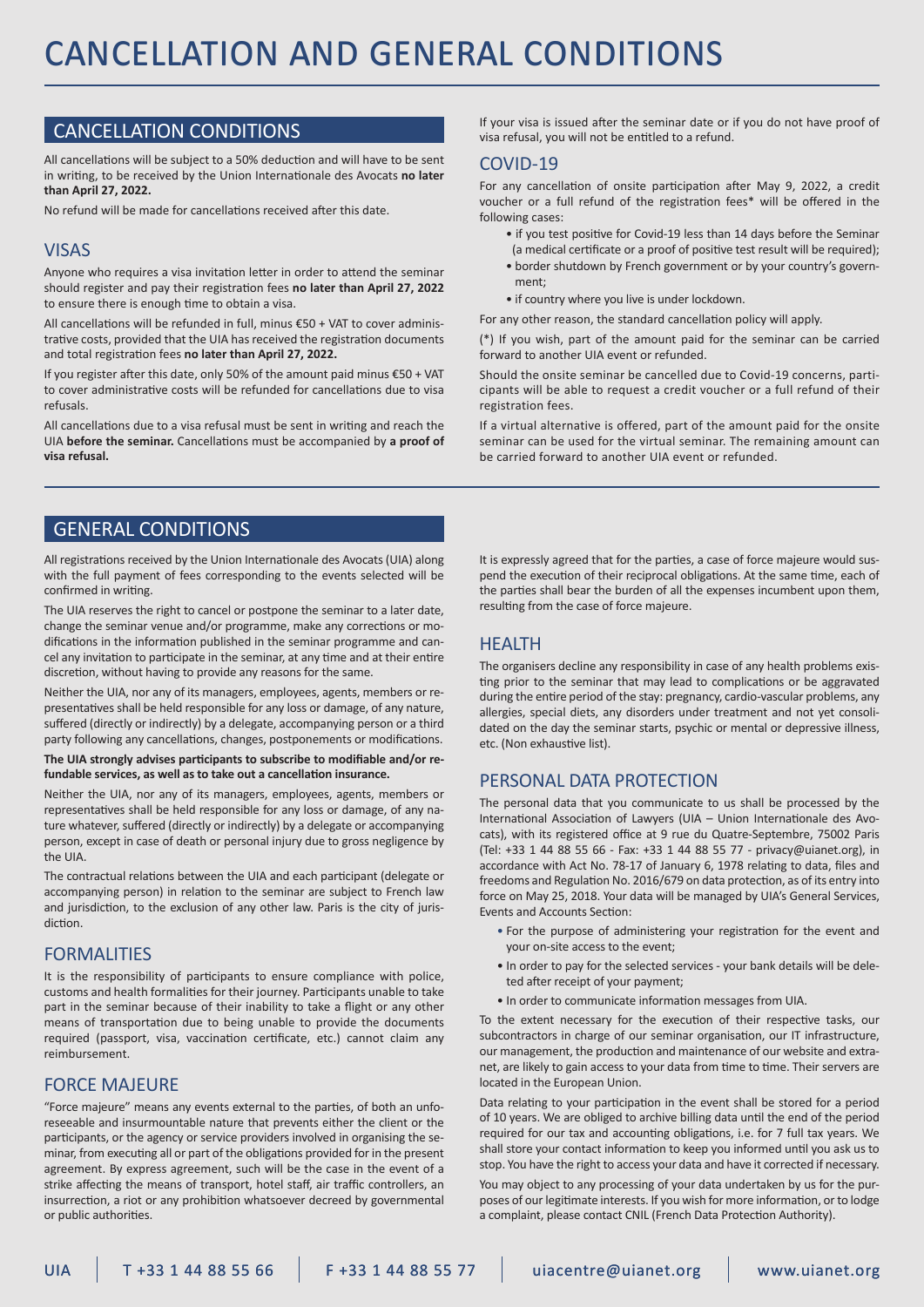# CANCELLATION AND GENERAL CONDITIONS

## CANCELLATION CONDITIONS

All cancellations will be subject to a 50% deduction and will have to be sent in writing, to be received by the Union Internationale des Avocats **no later than April 27, 2022.**

No refund will be made for cancellations received after this date.

## VISAS

Anyone who requires a visa invitation letter in order to attend the seminar should register and pay their registration fees **no later than April 27, 2022** to ensure there is enough time to obtain a visa.

All cancellations will be refunded in full, minus €50 + VAT to cover administrative costs, provided that the UIA has received the registration documents and total registration fees **no later than April 27, 2022.**

If you register after this date, only 50% of the amount paid minus €50 + VAT to cover administrative costs will be refunded for cancellations due to visa refusals.

All cancellations due to a visa refusal must be sent in writing and reach the UIA **before the seminar.** Cancellations must be accompanied by **a proof of visa refusal.**

If your visa is issued after the seminar date or if you do not have proof of visa refusal, you will not be entitled to a refund.

## COVID-19

For any cancellation of onsite participation after May 9, 2022, a credit voucher or a full refund of the registration fees* will be offered in the following cases:

- if you test positive for Covid-19 less than 14 days before the Seminar (a medical certificate or a proof of positive test result will be required);
- border shutdown by French government or by your country's government;
- if country where you live is under lockdown.

For any other reason, the standard cancellation policy will apply.

(*) If you wish, part of the amount paid for the seminar can be carried forward to another UIA event or refunded.

Should the onsite seminar be cancelled due to Covid-19 concerns, participants will be able to request a credit voucher or a full refund of their registration fees.

If a virtual alternative is offered, part of the amount paid for the onsite seminar can be used for the virtual seminar. The remaining amount can be carried forward to another UIA event or refunded.

## GENERAL CONDITIONS

All registrations received by the Union Internationale des Avocats (UIA) along with the full payment of fees corresponding to the events selected will be confirmed in writing.

The UIA reserves the right to cancel or postpone the seminar to a later date, change the seminar venue and/or programme, make any corrections or modifications in the information published in the seminar programme and cancel any invitation to participate in the seminar, at any time and at their entire discretion, without having to provide any reasons for the same.

Neither the UIA, nor any of its managers, employees, agents, members or representatives shall be held responsible for any loss or damage, of any nature, suffered (directly or indirectly) by a delegate, accompanying person or a third party following any cancellations, changes, postponements or modifications.

**The UIA strongly advises participants to subscribe to modifiable and/or refundable services, as well as to take out a cancellation insurance.**

Neither the UIA, nor any of its managers, employees, agents, members or representatives shall be held responsible for any loss or damage, of any nature whatever, suffered (directly or indirectly) by a delegate or accompanying person, except in case of death or personal injury due to gross negligence by the UIA.

The contractual relations between the UIA and each participant (delegate or accompanying person) in relation to the seminar are subject to French law and jurisdiction, to the exclusion of any other law. Paris is the city of jurisdiction.

## FORMALITIES

It is the responsibility of participants to ensure compliance with police, customs and health formalities for their journey. Participants unable to take part in the seminar because of their inability to take a flight or any other means of transportation due to being unable to provide the documents required (passport, visa, vaccination certificate, etc.) cannot claim any reimbursement.

## FORCE MAJEURE

"Force majeure" means any events external to the parties, of both an unforeseeable and insurmountable nature that prevents either the client or the participants, or the agency or service providers involved in organising the seminar, from executing all or part of the obligations provided for in the present agreement. By express agreement, such will be the case in the event of a strike affecting the means of transport, hotel staff, air traffic controllers, an insurrection, a riot or any prohibition whatsoever decreed by governmental or public authorities.

It is expressly agreed that for the parties, a case of force majeure would suspend the execution of their reciprocal obligations. At the same time, each of the parties shall bear the burden of all the expenses incumbent upon them, resulting from the case of force majeure.

## HEALTH

The organisers decline any responsibility in case of any health problems existing prior to the seminar that may lead to complications or be aggravated during the entire period of the stay: pregnancy, cardio-vascular problems, any allergies, special diets, any disorders under treatment and not yet consolidated on the day the seminar starts, psychic or mental or depressive illness, etc. (Non exhaustive list).

## PERSONAL DATA PROTECTION

The personal data that you communicate to us shall be processed by the International Association of Lawyers (UIA – Union Internationale des Avocats), with its registered office at 9 rue du Quatre-Septembre, 75002 Paris (Tel: +33 1 44 88 55 66 - Fax: +33 1 44 88 55 77 - privacy@uianet.org), in accordance with Act No. 78-17 of January 6, 1978 relating to data, files and freedoms and Regulation No. 2016/679 on data protection, as of its entry into force on May 25, 2018. Your data will be managed by UIA's General Services, Events and Accounts Section:

- For the purpose of administering your registration for the event and your on-site access to the event;
- In order to pay for the selected services - your bank details will be deleted after receipt of your payment;
- In order to communicate information messages from UIA.

To the extent necessary for the execution of their respective tasks, our subcontractors in charge of our seminar organisation, our IT infrastructure, our management, the production and maintenance of our website and extranet, are likely to gain access to your data from time to time. Their servers are located in the European Union.

Data relating to your participation in the event shall be stored for a period of 10 years. We are obliged to archive billing data until the end of the period required for our tax and accounting obligations, i.e. for 7 full tax years. We shall store your contact information to keep you informed until you ask us to stop. You have the right to access your data and have it corrected if necessary.

You may object to any processing of your data undertaken by us for the purposes of our legitimate interests. If you wish for more information, or to lodge a complaint, please contact CNIL (French Data Protection Authority).

UIA | T +33 1 44 88 55 66 | F +33 1 44 88 55 77 | uiacentre@uianet.org | www.uianet.org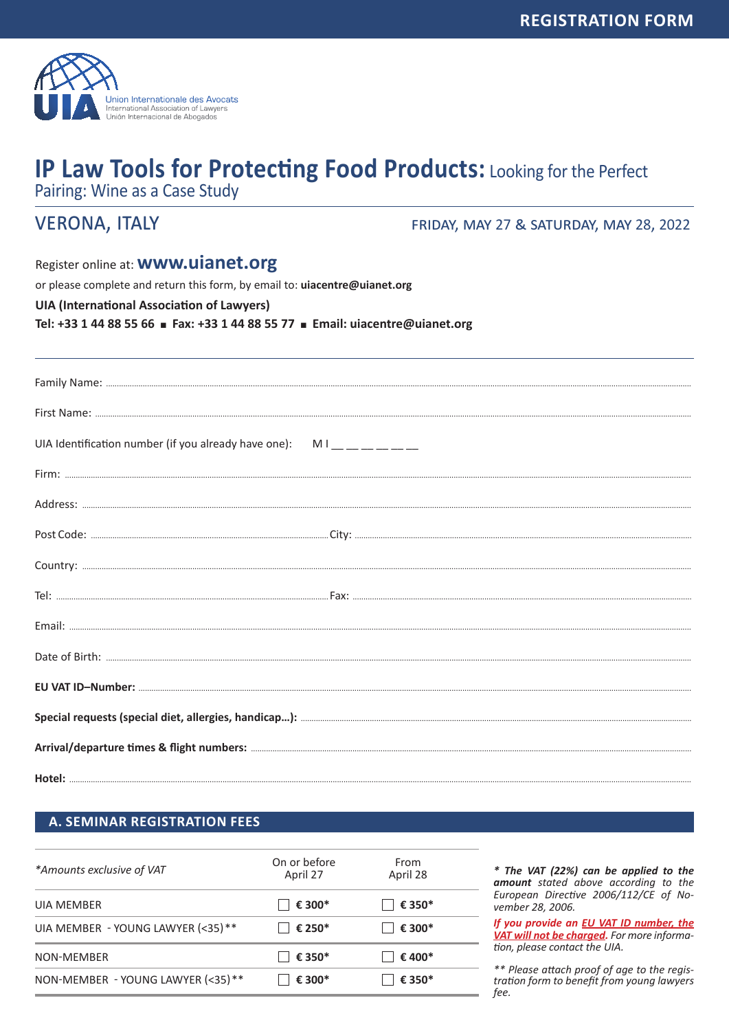# REGISTRATION FORM

Union Internationale des Avocats
International Association of Lawyers
Unión Internacional de Abogados

# IP Law Tools for Protecting Food Products: Looking for the Perfect Pairing: Wine as a Case Study

## VERONA, ITALY

FRIDAY, MAY 27 & SATURDAY, MAY 28, 2022

Register online at: **www.uianet.org**

or please complete and return this form, by email to: **uiacentre@uianet.org**

**UIA (International Association of Lawyers)**

**Tel: +33 1 44 88 55 66 ■ Fax: +33 1 44 88 55 77 ■ Email: uiacentre@uianet.org**

---

Family Name: ..............................................

First Name: ..............................................

UIA Identification number (if you already have one): M I __ __ __ __ __ __

Firm: ..............................................

Address: ..............................................

Post Code: .............................. City: ..............................

Country: ..............................................

Tel: .............................. Fax: ..............................

Email: ..............................................

Date of Birth: ..............................................

**EU VAT ID–Number:** ..............................................

**Special requests (special diet, allergies, handicap…):** ..............................................

**Arrival/departure times & flight numbers:** ..............................................

**Hotel:** ..............................................

## A. SEMINAR REGISTRATION FEES

| *\*Amounts exclusive of VAT* | On or before April 27 | From April 28 |
|---|---|---|
| UIA MEMBER | ☐ **€ 300\*** | ☐ **€ 350\*** |
| UIA MEMBER - YOUNG LAWYER (<35)\*\* | ☐ **€ 250\*** | ☐ **€ 300\*** |
| NON-MEMBER | ☐ **€ 350\*** | ☐ **€ 400\*** |
| NON-MEMBER - YOUNG LAWYER (<35)\*\* | ☐ **€ 300\*** | ☐ **€ 350\*** |

*\* **The VAT (22%) can be applied to the amount** stated above according to the European Directive 2006/112/CE of November 28, 2006.*

***If you provide an EU VAT ID number, the VAT will not be charged**. For more information, please contact the UIA.*

*\*\* Please attach proof of age to the registration form to benefit from young lawyers fee.*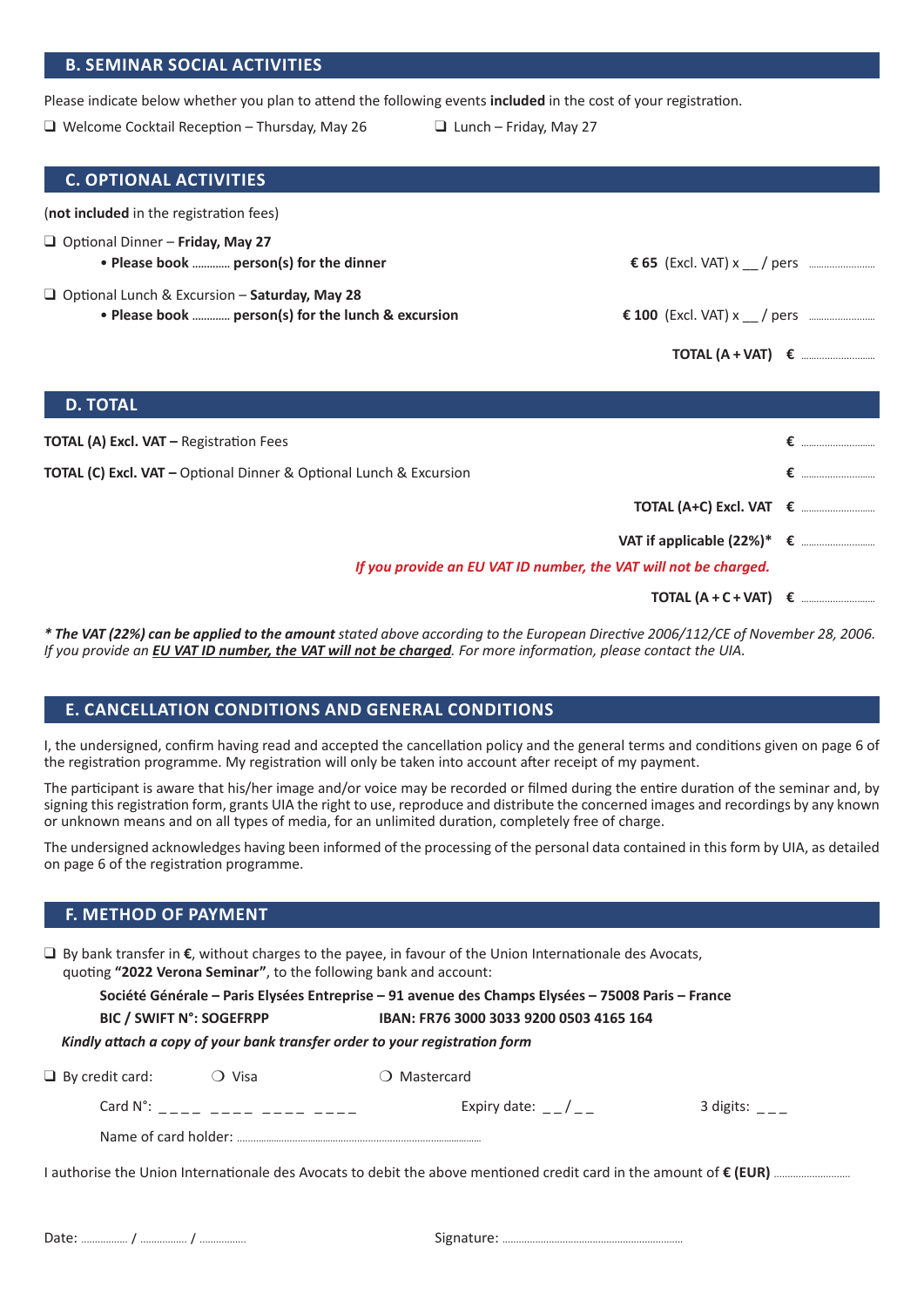## B. SEMINAR SOCIAL ACTIVITIES

Please indicate below whether you plan to attend the following events **included** in the cost of your registration.

❑ Welcome Cocktail Reception – Thursday, May 26 ❑ Lunch – Friday, May 27

## C. OPTIONAL ACTIVITIES

(**not included** in the registration fees)

❑ Optional Dinner – **Friday, May 27**
- **Please book ............ person(s) for the dinner** **€ 65** (Excl. VAT) x __ / pers ........................

❑ Optional Lunch & Excursion – **Saturday, May 28**
- **Please book ............ person(s) for the lunch & excursion** **€ 100** (Excl. VAT) x __ / pers ........................

**TOTAL (A + VAT) €** ............................

## D. TOTAL

**TOTAL (A) Excl. VAT –** Registration Fees **€** ............................

**TOTAL (C) Excl. VAT –** Optional Dinner & Optional Lunch & Excursion **€** ............................

**TOTAL (A+C) Excl. VAT €** ............................

**VAT if applicable (22%)* €** ............................

***If you provide an EU VAT ID number, the VAT will not be charged.***

**TOTAL (A + C + VAT) €** ............................

****The VAT (22%) can be applied to the amount*** *stated above according to the European Directive 2006/112/CE of November 28, 2006. If you provide an* ***EU VAT ID number, the VAT will not be charged****. For more information, please contact the UIA.*

## E. CANCELLATION CONDITIONS AND GENERAL CONDITIONS

I, the undersigned, confirm having read and accepted the cancellation policy and the general terms and conditions given on page 6 of the registration programme. My registration will only be taken into account after receipt of my payment.

The participant is aware that his/her image and/or voice may be recorded or filmed during the entire duration of the seminar and, by signing this registration form, grants UIA the right to use, reproduce and distribute the concerned images and recordings by any known or unknown means and on all types of media, for an unlimited duration, completely free of charge.

The undersigned acknowledges having been informed of the processing of the personal data contained in this form by UIA, as detailed on page 6 of the registration programme.

## F. METHOD OF PAYMENT

❑ By bank transfer in **€**, without charges to the payee, in favour of the Union Internationale des Avocats, quoting **"2022 Verona Seminar"**, to the following bank and account:

**Société Générale – Paris Elysées Entreprise – 91 avenue des Champs Elysées – 75008 Paris – France**

**BIC / SWIFT N°: SOGEFRPP** **IBAN: FR76 3000 3033 9200 0503 4165 164**

***Kindly attach a copy of your bank transfer order to your registration form***

❑ By credit card: ❍ Visa ❍ Mastercard

Card N°: _ _ _ _ _ _ _ _ _ _ _ _ _ _ _ _ Expiry date: _ _ / _ _ 3 digits: _ _ _

Name of card holder: ..........................................................................................

I authorise the Union Internationale des Avocats to debit the above mentioned credit card in the amount of **€ (EUR)** ............................

Date: ................ / ................ / ................ Signature: ..................................................................